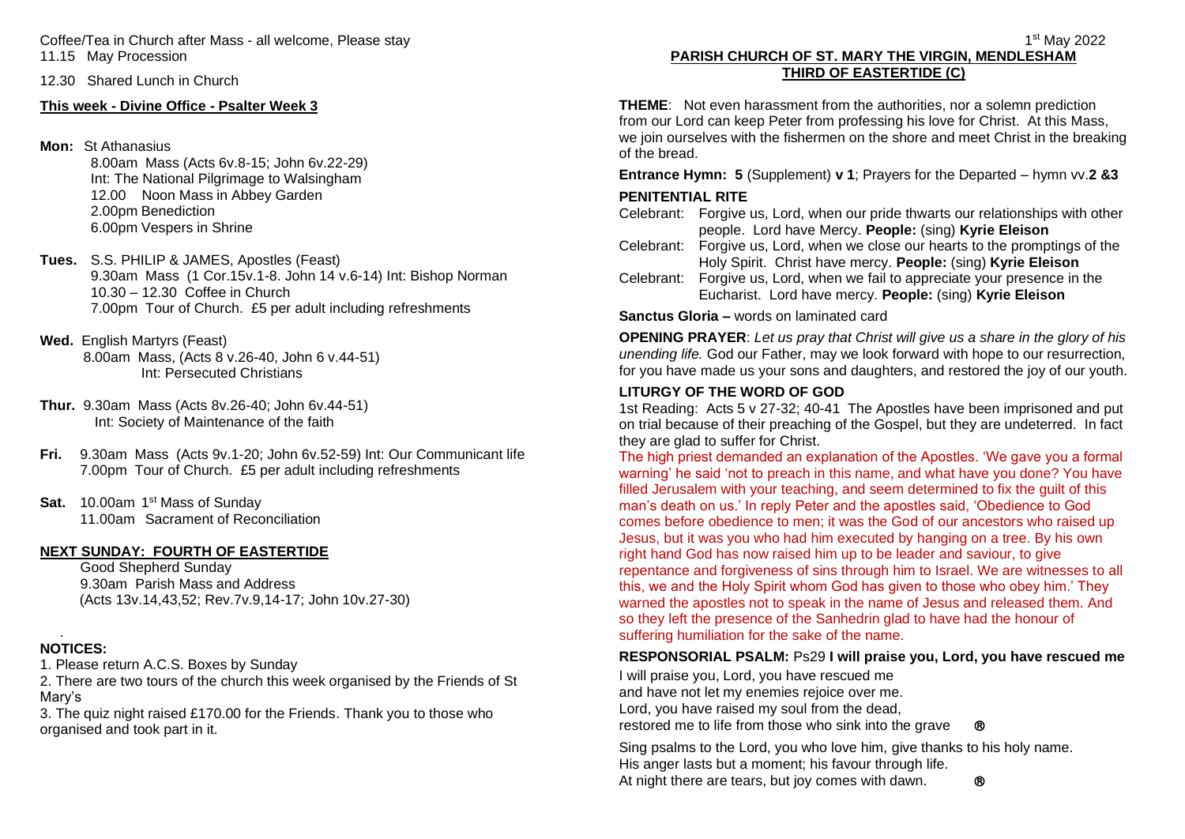Coffee/Tea in Church after Mass - all welcome, Please stay
11.15 May Procession

12.30 Shared Lunch in Church

**This week - Divine Office - Psalter Week 3**

**Mon:** St Athanasius
8.00am Mass (Acts 6v.8-15; John 6v.22-29)
Int: The National Pilgrimage to Walsingham
12.00 Noon Mass in Abbey Garden
2.00pm Benediction
6.00pm Vespers in Shrine

**Tues.** S.S. PHILIP & JAMES, Apostles (Feast)
9.30am Mass (1 Cor.15v.1-8. John 14 v.6-14) Int: Bishop Norman
10.30 – 12.30 Coffee in Church
7.00pm Tour of Church. £5 per adult including refreshments

**Wed.** English Martyrs (Feast)
8.00am Mass, (Acts 8 v.26-40, John 6 v.44-51)
Int: Persecuted Christians

**Thur.** 9.30am Mass (Acts 8v.26-40; John 6v.44-51)
Int: Society of Maintenance of the faith

**Fri.** 9.30am Mass (Acts 9v.1-20; John 6v.52-59) Int: Our Communicant life
7.00pm Tour of Church. £5 per adult including refreshments

**Sat.** 10.00am 1st Mass of Sunday
11.00am Sacrament of Reconciliation

**NEXT SUNDAY: FOURTH OF EASTERTIDE**

Good Shepherd Sunday
9.30am Parish Mass and Address
(Acts 13v.14,43,52; Rev.7v.9,14-17; John 10v.27-30)

**NOTICES:**

1. Please return A.C.S. Boxes by Sunday
2. There are two tours of the church this week organised by the Friends of St Mary's
3. The quiz night raised £170.00 for the Friends. Thank you to those who organised and took part in it.

1st May 2022

**PARISH CHURCH OF ST. MARY THE VIRGIN, MENDLESHAM**
**THIRD OF EASTERTIDE (C)**

**THEME**: Not even harassment from the authorities, nor a solemn prediction from our Lord can keep Peter from professing his love for Christ. At this Mass, we join ourselves with the fishermen on the shore and meet Christ in the breaking of the bread.

**Entrance Hymn: 5** (Supplement) **v 1**; Prayers for the Departed – hymn vv.**2 &3**

**PENITENTIAL RITE**

Celebrant: Forgive us, Lord, when our pride thwarts our relationships with other people. Lord have Mercy. **People:** (sing) **Kyrie Eleison**
Celebrant: Forgive us, Lord, when we close our hearts to the promptings of the Holy Spirit. Christ have mercy. **People:** (sing) **Kyrie Eleison**
Celebrant: Forgive us, Lord, when we fail to appreciate your presence in the Eucharist. Lord have mercy. **People:** (sing) **Kyrie Eleison**

**Sanctus Gloria –** words on laminated card

**OPENING PRAYER**: *Let us pray that Christ will give us a share in the glory of his unending life.* God our Father, may we look forward with hope to our resurrection, for you have made us your sons and daughters, and restored the joy of our youth.

**LITURGY OF THE WORD OF GOD**

1st Reading: Acts 5 v 27-32; 40-41 The Apostles have been imprisoned and put on trial because of their preaching of the Gospel, but they are undeterred. In fact they are glad to suffer for Christ.

The high priest demanded an explanation of the Apostles. 'We gave you a formal warning' he said 'not to preach in this name, and what have you done? You have filled Jerusalem with your teaching, and seem determined to fix the guilt of this man's death on us.' In reply Peter and the apostles said, 'Obedience to God comes before obedience to men; it was the God of our ancestors who raised up Jesus, but it was you who had him executed by hanging on a tree. By his own right hand God has now raised him up to be leader and saviour, to give repentance and forgiveness of sins through him to Israel. We are witnesses to all this, we and the Holy Spirit whom God has given to those who obey him.' They warned the apostles not to speak in the name of Jesus and released them. And so they left the presence of the Sanhedrin glad to have had the honour of suffering humiliation for the sake of the name.

**RESPONSORIAL PSALM:** Ps29 **I will praise you, Lord, you have rescued me**

I will praise you, Lord, you have rescued me
and have not let my enemies rejoice over me.
Lord, you have raised my soul from the dead,
restored me to life from those who sink into the grave ®

Sing psalms to the Lord, you who love him, give thanks to his holy name.
His anger lasts but a moment; his favour through life.
At night there are tears, but joy comes with dawn. ®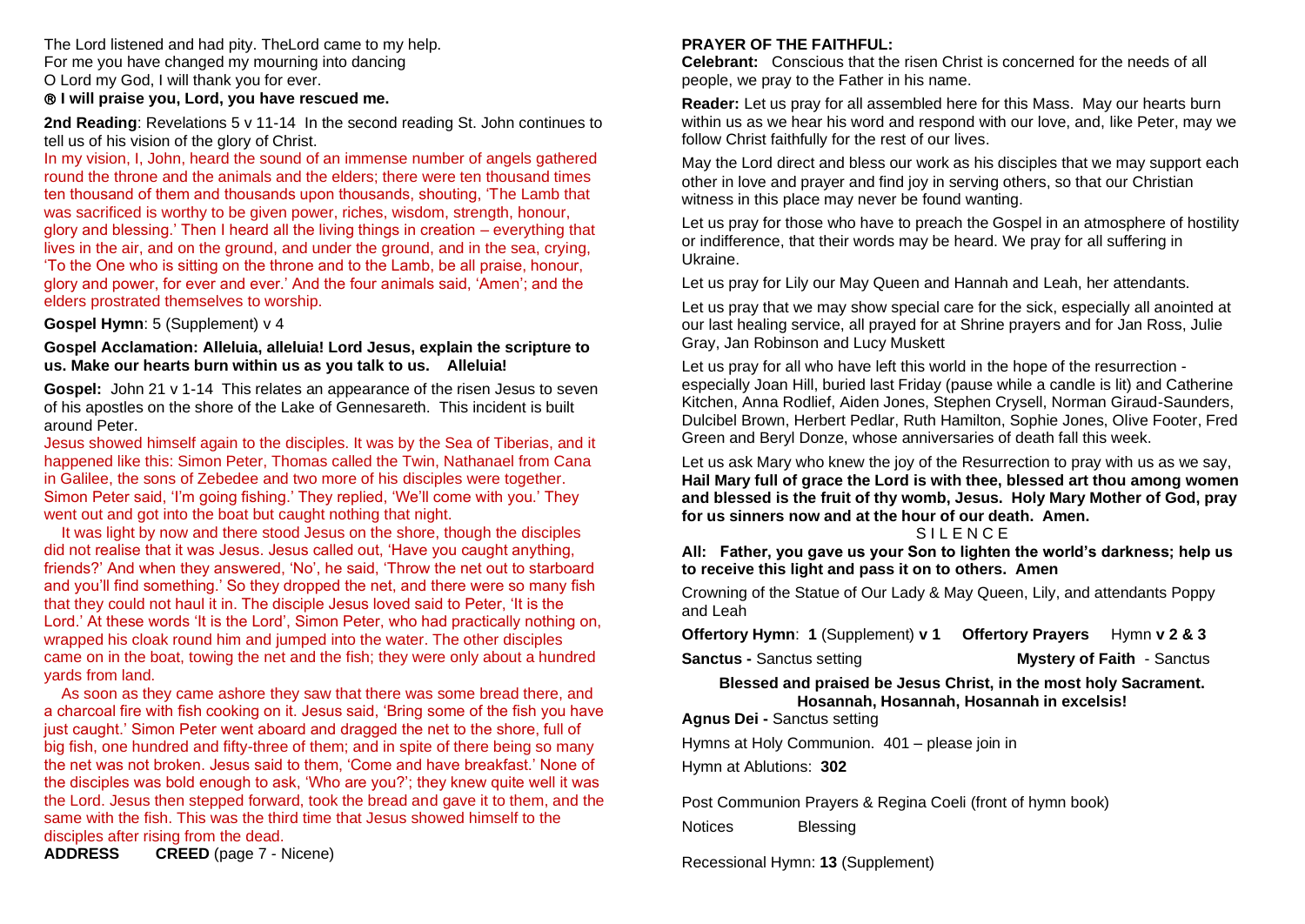The Lord listened and had pity. TheLord came to my help.
For me you have changed my mourning into dancing
O Lord my God, I will thank you for ever.
**℟ I will praise you, Lord, you have rescued me.**

**2nd Reading**: Revelations 5 v 11-14 In the second reading St. John continues to tell us of his vision of the glory of Christ.

In my vision, I, John, heard the sound of an immense number of angels gathered round the throne and the animals and the elders; there were ten thousand times ten thousand of them and thousands upon thousands, shouting, 'The Lamb that was sacrificed is worthy to be given power, riches, wisdom, strength, honour, glory and blessing.' Then I heard all the living things in creation – everything that lives in the air, and on the ground, and under the ground, and in the sea, crying, 'To the One who is sitting on the throne and to the Lamb, be all praise, honour, glory and power, for ever and ever.' And the four animals said, 'Amen'; and the elders prostrated themselves to worship.

**Gospel Hymn**: 5 (Supplement) v 4

**Gospel Acclamation: Alleluia, alleluia! Lord Jesus, explain the scripture to us. Make our hearts burn within us as you talk to us. Alleluia!**

**Gospel:** John 21 v 1-14 This relates an appearance of the risen Jesus to seven of his apostles on the shore of the Lake of Gennesareth. This incident is built around Peter.

Jesus showed himself again to the disciples. It was by the Sea of Tiberias, and it happened like this: Simon Peter, Thomas called the Twin, Nathanael from Cana in Galilee, the sons of Zebedee and two more of his disciples were together. Simon Peter said, 'I'm going fishing.' They replied, 'We'll come with you.' They went out and got into the boat but caught nothing that night.

It was light by now and there stood Jesus on the shore, though the disciples did not realise that it was Jesus. Jesus called out, 'Have you caught anything, friends?' And when they answered, 'No', he said, 'Throw the net out to starboard and you'll find something.' So they dropped the net, and there were so many fish that they could not haul it in. The disciple Jesus loved said to Peter, 'It is the Lord.' At these words 'It is the Lord', Simon Peter, who had practically nothing on, wrapped his cloak round him and jumped into the water. The other disciples came on in the boat, towing the net and the fish; they were only about a hundred yards from land.

As soon as they came ashore they saw that there was some bread there, and a charcoal fire with fish cooking on it. Jesus said, 'Bring some of the fish you have just caught.' Simon Peter went aboard and dragged the net to the shore, full of big fish, one hundred and fifty-three of them; and in spite of there being so many the net was not broken. Jesus said to them, 'Come and have breakfast.' None of the disciples was bold enough to ask, 'Who are you?'; they knew quite well it was the Lord. Jesus then stepped forward, took the bread and gave it to them, and the same with the fish. This was the third time that Jesus showed himself to the disciples after rising from the dead.

**ADDRESS** **CREED** (page 7 - Nicene)

**PRAYER OF THE FAITHFUL:**

**Celebrant:** Conscious that the risen Christ is concerned for the needs of all people, we pray to the Father in his name.

**Reader:** Let us pray for all assembled here for this Mass. May our hearts burn within us as we hear his word and respond with our love, and, like Peter, may we follow Christ faithfully for the rest of our lives.

May the Lord direct and bless our work as his disciples that we may support each other in love and prayer and find joy in serving others, so that our Christian witness in this place may never be found wanting.

Let us pray for those who have to preach the Gospel in an atmosphere of hostility or indifference, that their words may be heard. We pray for all suffering in Ukraine.

Let us pray for Lily our May Queen and Hannah and Leah, her attendants.

Let us pray that we may show special care for the sick, especially all anointed at our last healing service, all prayed for at Shrine prayers and for Jan Ross, Julie Gray, Jan Robinson and Lucy Muskett

Let us pray for all who have left this world in the hope of the resurrection - especially Joan Hill, buried last Friday (pause while a candle is lit) and Catherine Kitchen, Anna Rodlief, Aiden Jones, Stephen Crysell, Norman Giraud-Saunders, Dulcibel Brown, Herbert Pedlar, Ruth Hamilton, Sophie Jones, Olive Footer, Fred Green and Beryl Donze, whose anniversaries of death fall this week.

Let us ask Mary who knew the joy of the Resurrection to pray with us as we say, **Hail Mary full of grace the Lord is with thee, blessed art thou among women and blessed is the fruit of thy womb, Jesus. Holy Mary Mother of God, pray for us sinners now and at the hour of our death. Amen.**

SILENCE

**All: Father, you gave us your Son to lighten the world's darkness; help us to receive this light and pass it on to others. Amen**

Crowning of the Statue of Our Lady & May Queen, Lily, and attendants Poppy and Leah

**Offertory Hymn**: **1** (Supplement) **v 1** **Offertory Prayers** Hymn **v 2 & 3**

**Sanctus -** Sanctus setting **Mystery of Faith** - Sanctus

**Blessed and praised be Jesus Christ, in the most holy Sacrament. Hosannah, Hosannah, Hosannah in excelsis!**

**Agnus Dei -** Sanctus setting

Hymns at Holy Communion. 401 – please join in

Hymn at Ablutions: **302**

Post Communion Prayers & Regina Coeli (front of hymn book)

Notices Blessing

Recessional Hymn: **13** (Supplement)